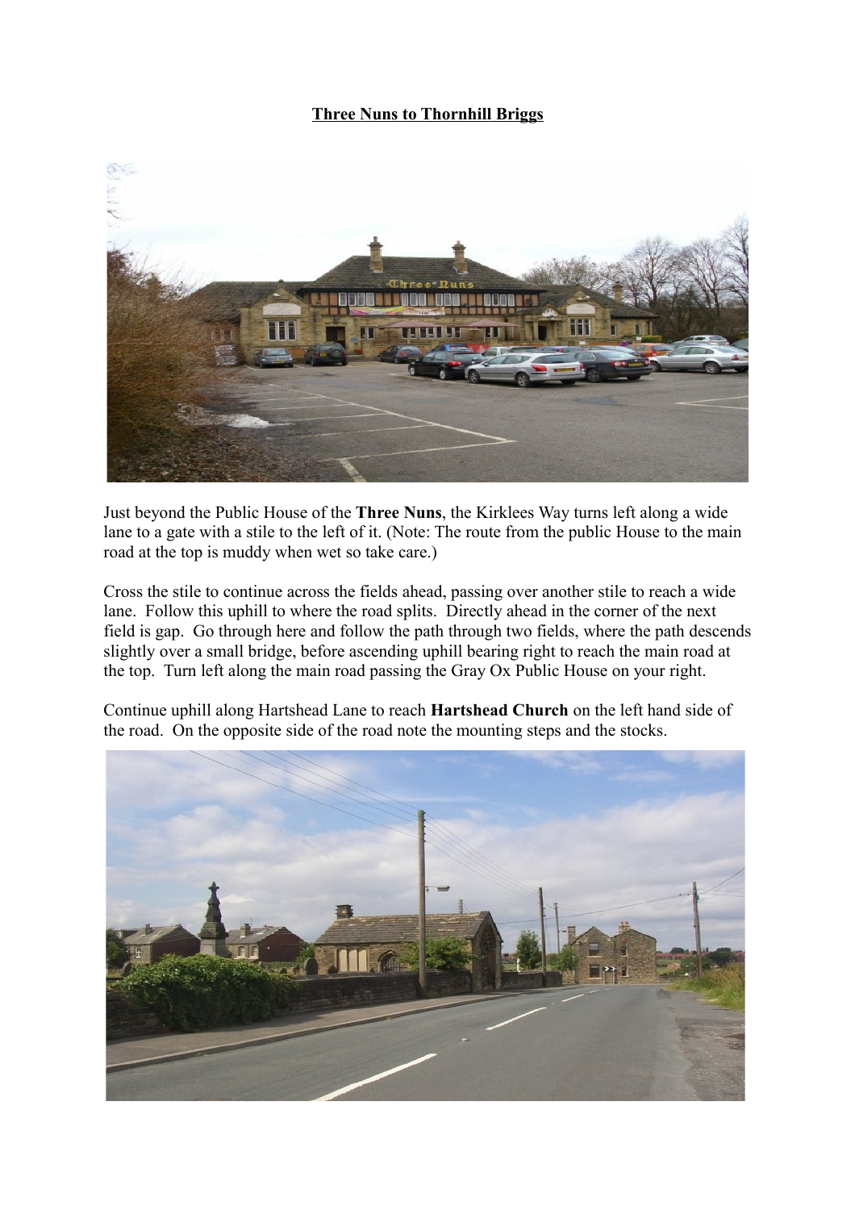**Three Nuns to Thornhill Briggs**

Just beyond the Public House of the **Three Nuns**, the Kirklees Way turns left along a wide lane to a gate with a stile to the left of it. (Note: The route from the public House to the main road at the top is muddy when wet so take care.)

Cross the stile to continue across the fields ahead, passing over another stile to reach a wide lane. Follow this uphill to where the road splits. Directly ahead in the corner of the next field is gap. Go through here and follow the path through two fields, where the path descends slightly over a small bridge, before ascending uphill bearing right to reach the main road at the top. Turn left along the main road passing the Gray Ox Public House on your right.

Continue uphill along Hartshead Lane to reach **Hartshead Church** on the left hand side of the road. On the opposite side of the road note the mounting steps and the stocks.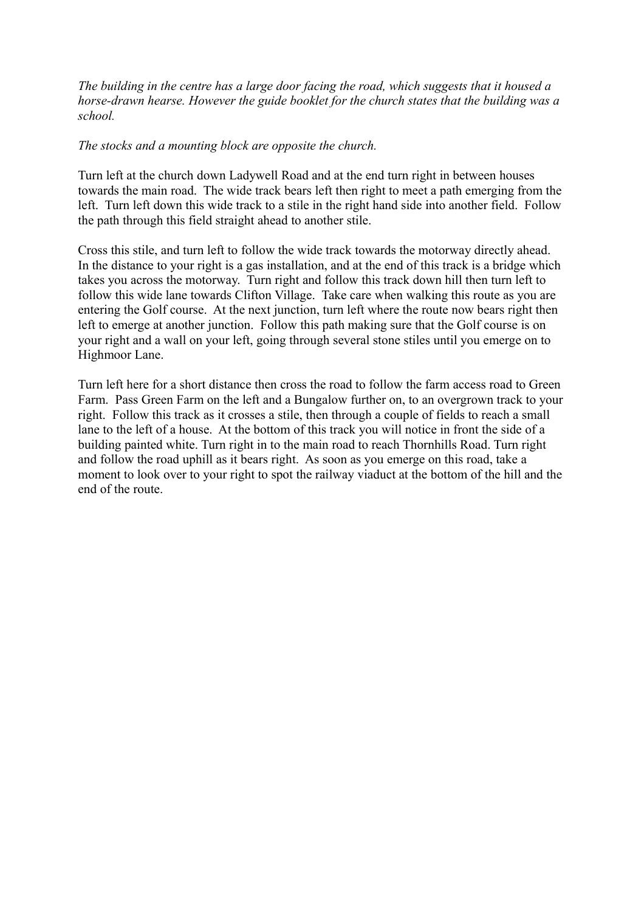*The building in the centre has a large door facing the road, which suggests that it housed a horse-drawn hearse. However the guide booklet for the church states that the building was a school.*

*The stocks and a mounting block are opposite the church.*

Turn left at the church down Ladywell Road and at the end turn right in between houses towards the main road. The wide track bears left then right to meet a path emerging from the left. Turn left down this wide track to a stile in the right hand side into another field. Follow the path through this field straight ahead to another stile.

Cross this stile, and turn left to follow the wide track towards the motorway directly ahead. In the distance to your right is a gas installation, and at the end of this track is a bridge which takes you across the motorway. Turn right and follow this track down hill then turn left to follow this wide lane towards Clifton Village. Take care when walking this route as you are entering the Golf course. At the next junction, turn left where the route now bears right then left to emerge at another junction. Follow this path making sure that the Golf course is on your right and a wall on your left, going through several stone stiles until you emerge on to Highmoor Lane.

Turn left here for a short distance then cross the road to follow the farm access road to Green Farm. Pass Green Farm on the left and a Bungalow further on, to an overgrown track to your right. Follow this track as it crosses a stile, then through a couple of fields to reach a small lane to the left of a house. At the bottom of this track you will notice in front the side of a building painted white. Turn right in to the main road to reach Thornhills Road. Turn right and follow the road uphill as it bears right. As soon as you emerge on this road, take a moment to look over to your right to spot the railway viaduct at the bottom of the hill and the end of the route.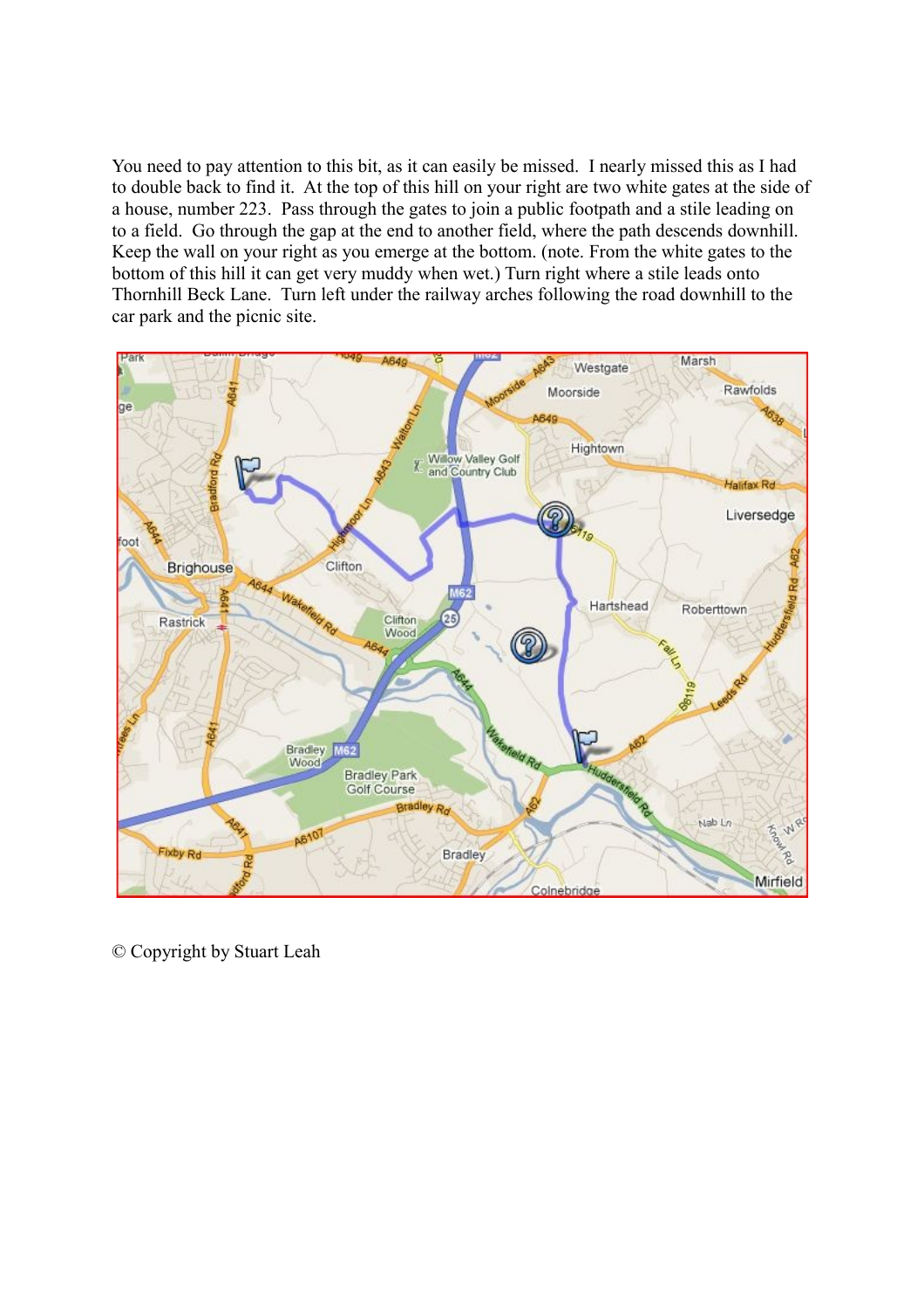You need to pay attention to this bit, as it can easily be missed. I nearly missed this as I had to double back to find it. At the top of this hill on your right are two white gates at the side of a house, number 223. Pass through the gates to join a public footpath and a stile leading on to a field. Go through the gap at the end to another field, where the path descends downhill. Keep the wall on your right as you emerge at the bottom. (note. From the white gates to the bottom of this hill it can get very muddy when wet.) Turn right where a stile leads onto Thornhill Beck Lane. Turn left under the railway arches following the road downhill to the car park and the picnic site.

© Copyright by Stuart Leah